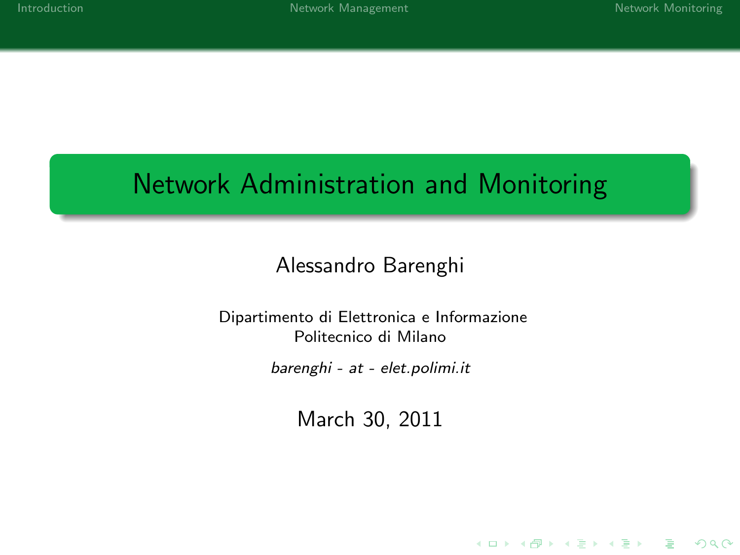# Network Administration and Monitoring

Alessandro Barenghi

Dipartimento di Elettronica e Informazione
Politecnico di Milano

*barenghi - at - elet.polimi.it*

March 30, 2011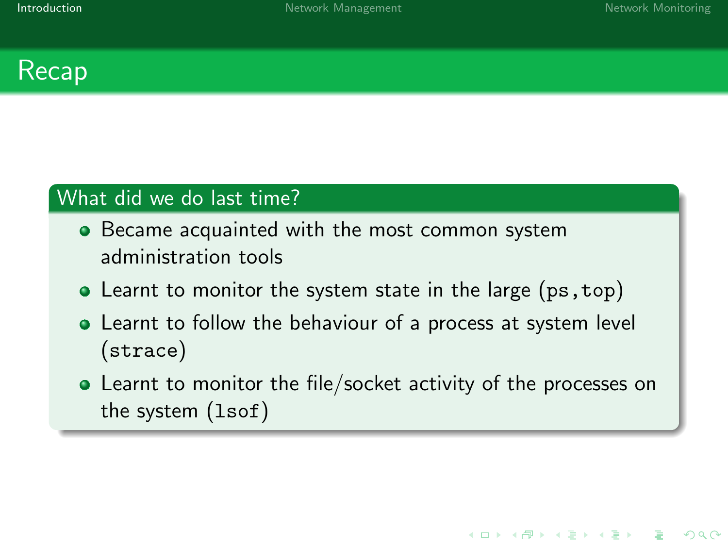# Recap

## What did we do last time?

- Became acquainted with the most common system administration tools
- Learnt to monitor the system state in the large (`ps`,`top`)
- Learnt to follow the behaviour of a process at system level (`strace`)
- Learnt to monitor the file/socket activity of the processes on the system (`lsof`)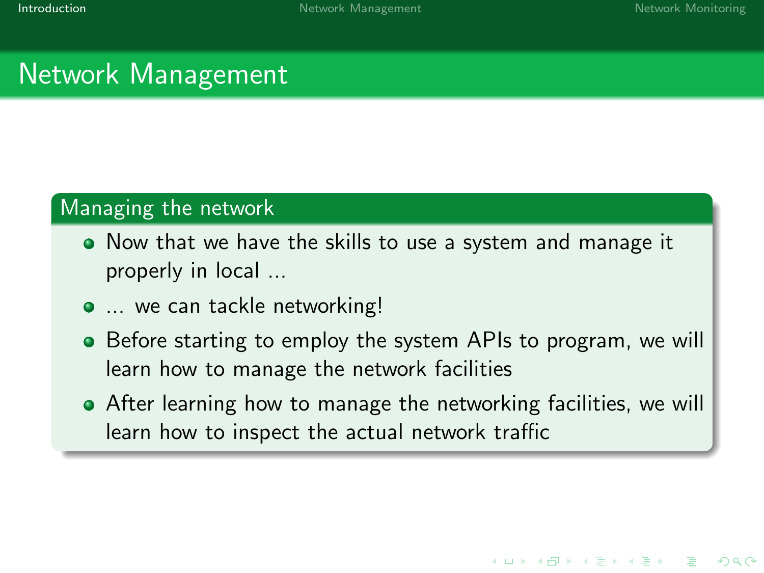# Network Management

## Managing the network

- Now that we have the skills to use a system and manage it properly in local ...
- ... we can tackle networking!
- Before starting to employ the system APIs to program, we will learn how to manage the network facilities
- After learning how to manage the networking facilities, we will learn how to inspect the actual network traffic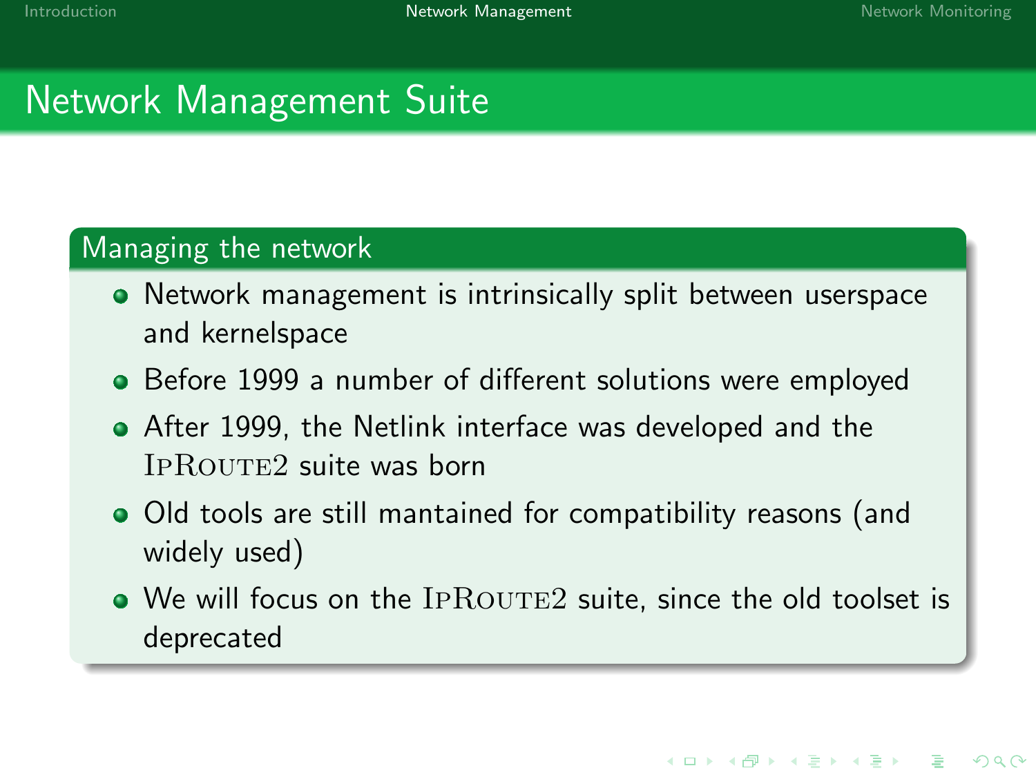# Network Management Suite

## Managing the network

- Network management is intrinsically split between userspace and kernelspace
- Before 1999 a number of different solutions were employed
- After 1999, the Netlink interface was developed and the IPROUTE2 suite was born
- Old tools are still mantained for compatibility reasons (and widely used)
- We will focus on the IPROUTE2 suite, since the old toolset is deprecated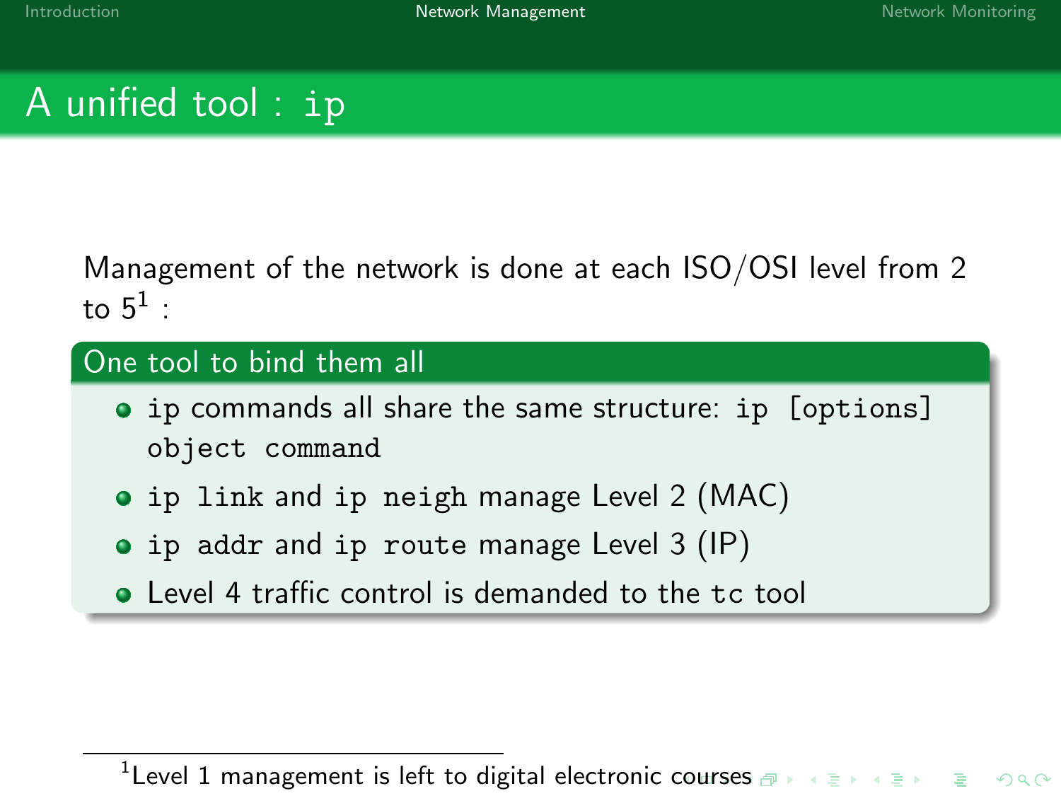# A unified tool : `ip`

Management of the network is done at each ISO/OSI level from 2 to 5[1] :

### One tool to bind them all

- `ip` commands all share the same structure: `ip [options] object command`
- `ip link` and `ip neigh` manage Level 2 (MAC)
- `ip addr` and `ip route` manage Level 3 (IP)
- Level 4 traffic control is demanded to the `tc` tool

[1] Level 1 management is left to digital electronic courses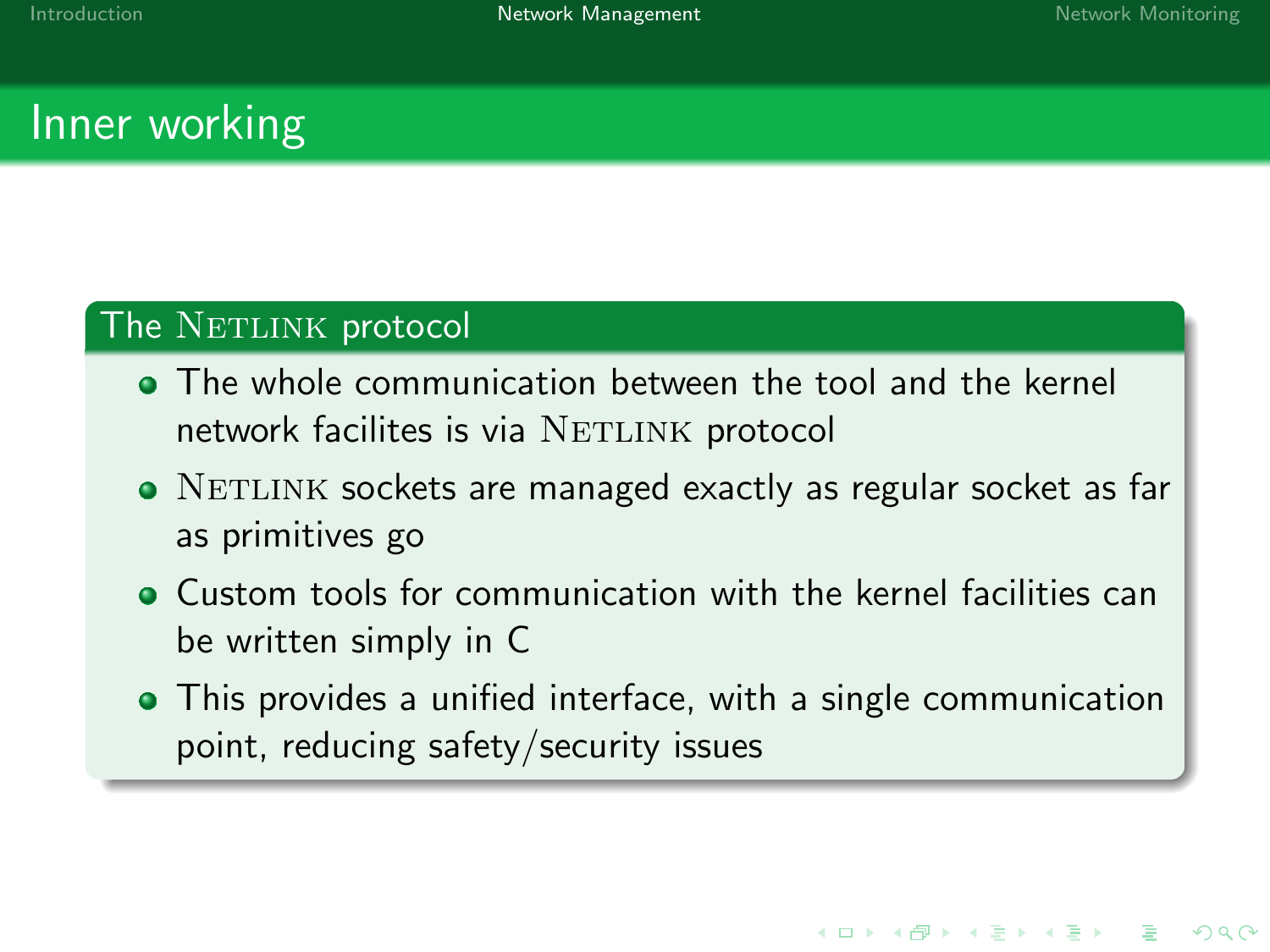# Inner working

## The NETLINK protocol

- The whole communication between the tool and the kernel network facilites is via NETLINK protocol
- NETLINK sockets are managed exactly as regular socket as far as primitives go
- Custom tools for communication with the kernel facilities can be written simply in C
- This provides a unified interface, with a single communication point, reducing safety/security issues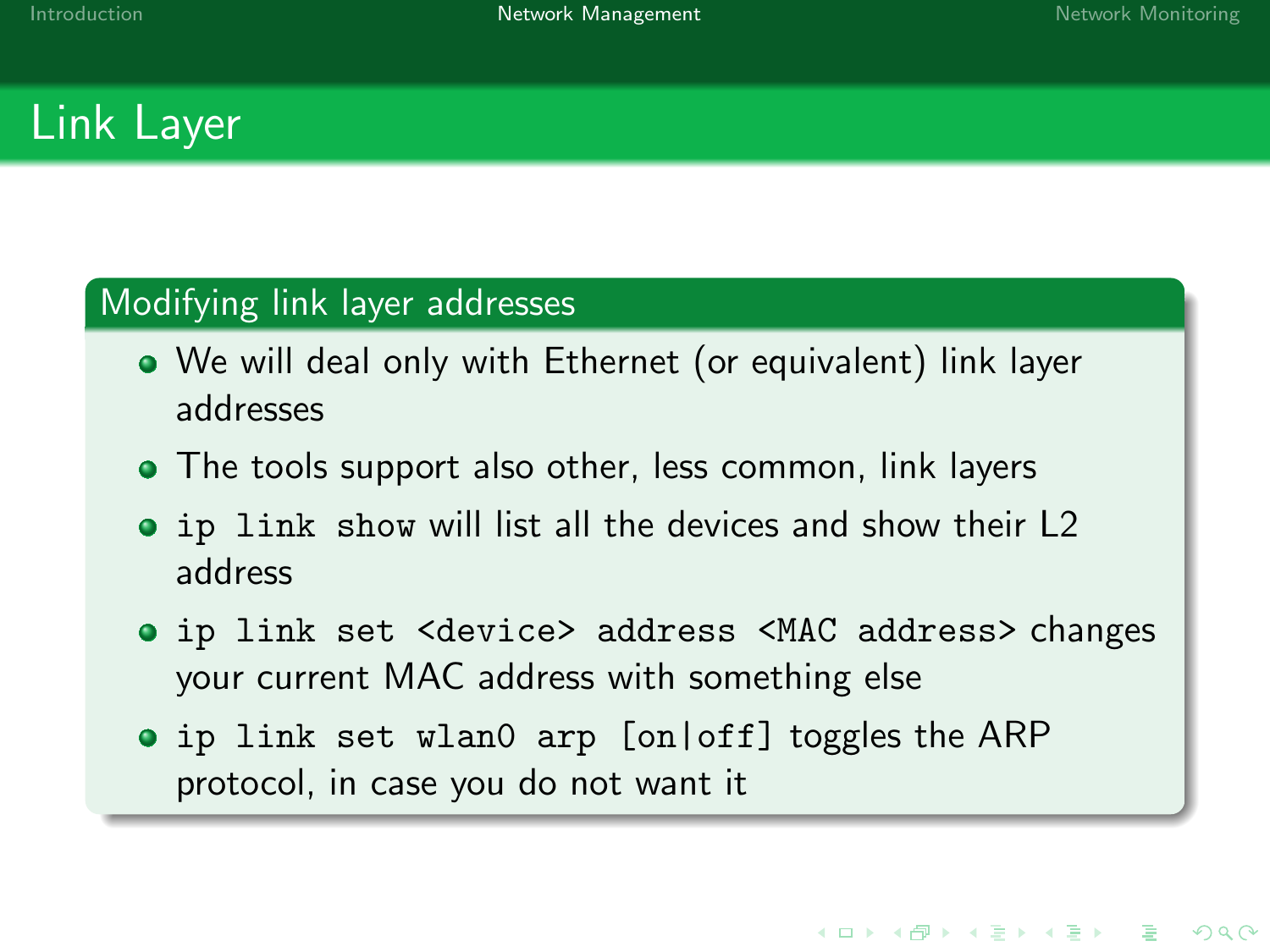# Link Layer

## Modifying link layer addresses

- We will deal only with Ethernet (or equivalent) link layer addresses
- The tools support also other, less common, link layers
- `ip link show` will list all the devices and show their L2 address
- `ip link set <device> address <MAC address>` changes your current MAC address with something else
- `ip link set wlan0 arp [on|off]` toggles the ARP protocol, in case you do not want it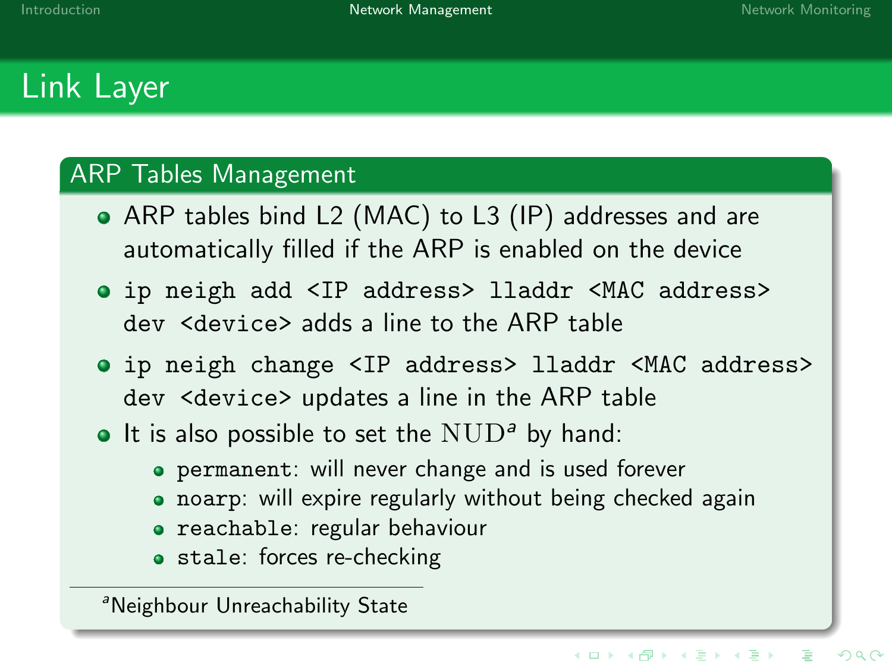# Link Layer

## ARP Tables Management

- ARP tables bind L2 (MAC) to L3 (IP) addresses and are automatically filled if the ARP is enabled on the device
- `ip neigh add <IP address> lladdr <MAC address> dev <device>` adds a line to the ARP table
- `ip neigh change <IP address> lladdr <MAC address> dev <device>` updates a line in the ARP table
- It is also possible to set the NUD[a] by hand:
  - `permanent`: will never change and is used forever
  - `noarp`: will expire regularly without being checked again
  - `reachable`: regular behaviour
  - `stale`: forces re-checking

[a] Neighbour Unreachability State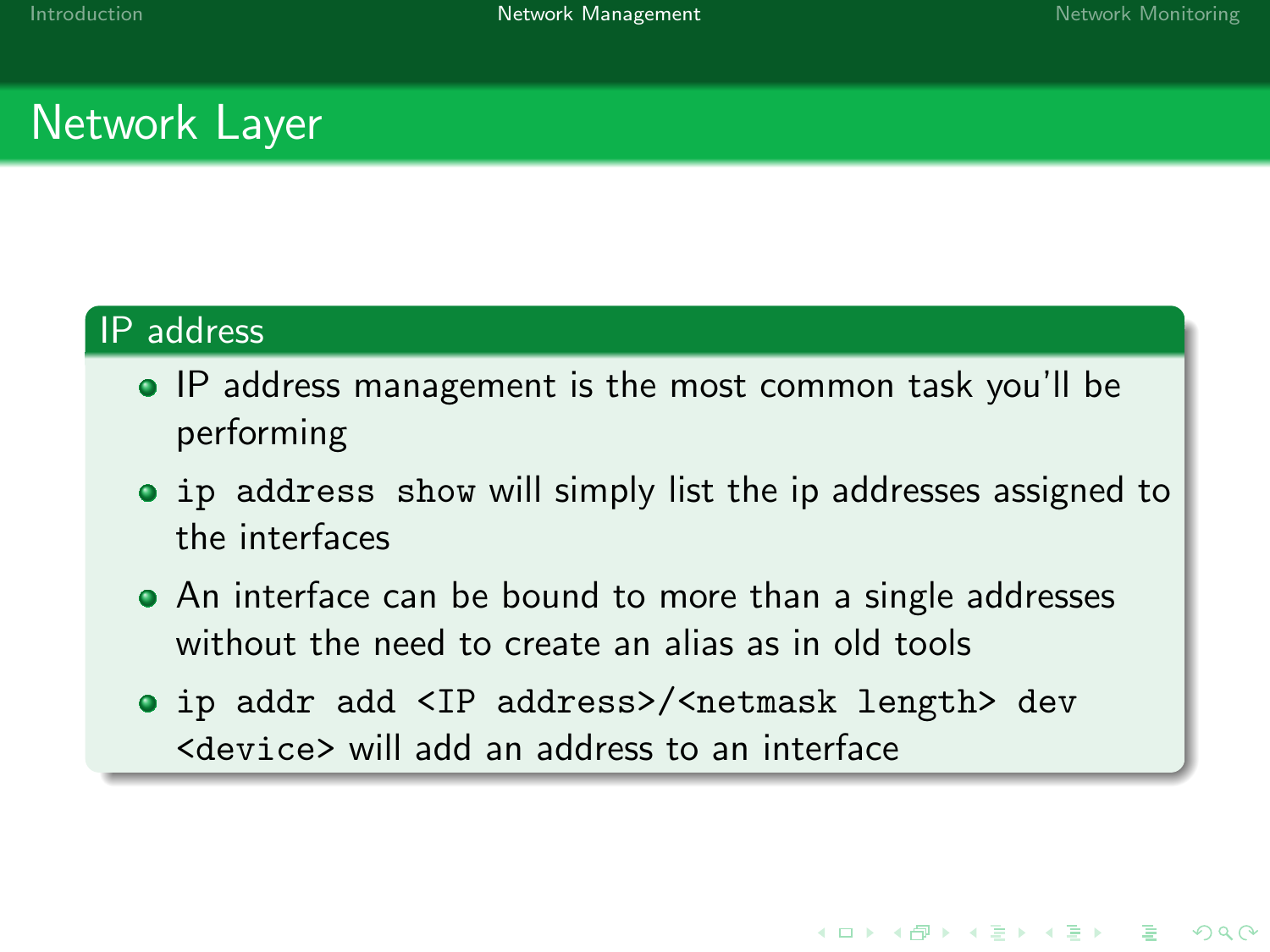# Network Layer

## IP address

- IP address management is the most common task you'll be performing
- `ip address show` will simply list the ip addresses assigned to the interfaces
- An interface can be bound to more than a single addresses without the need to create an alias as in old tools
- `ip addr add <IP address>/<netmask length> dev <device>` will add an address to an interface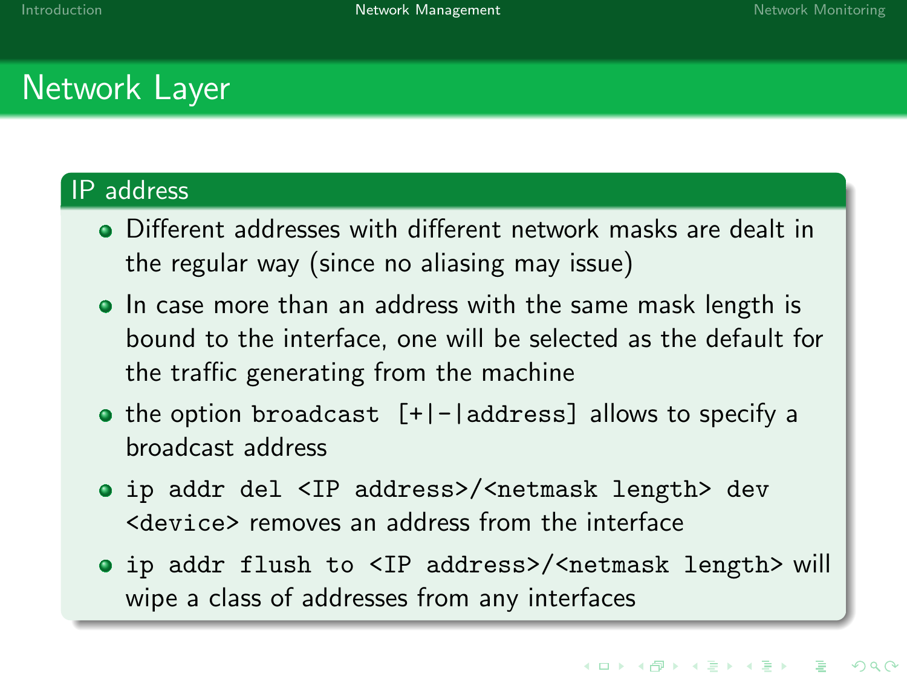# Network Layer

## IP address

- Different addresses with different network masks are dealt in the regular way (since no aliasing may issue)
- In case more than an address with the same mask length is bound to the interface, one will be selected as the default for the traffic generating from the machine
- the option `broadcast [+|-|address]` allows to specify a broadcast address
- `ip addr del <IP address>/<netmask length> dev <device>` removes an address from the interface
- `ip addr flush to <IP address>/<netmask length>` will wipe a class of addresses from any interfaces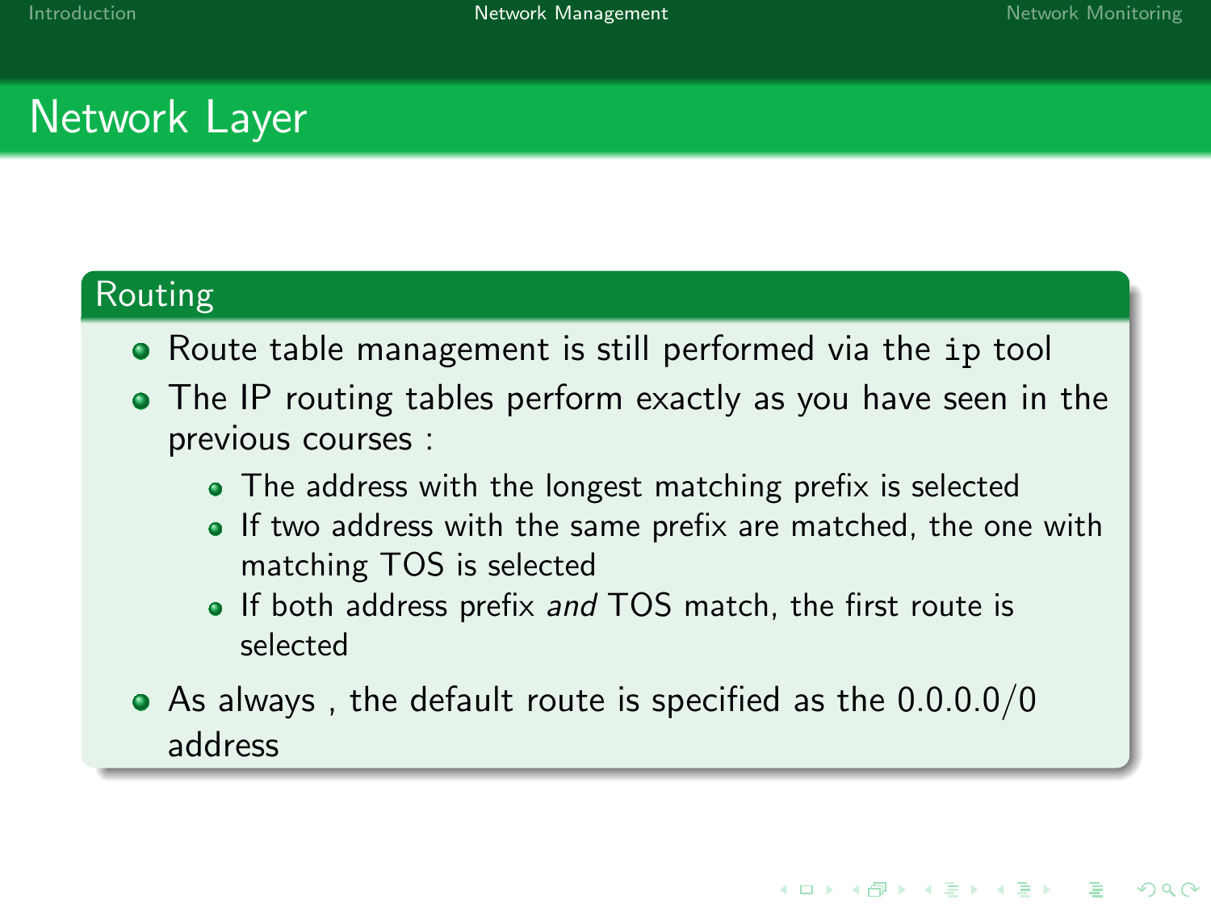# Network Layer

## Routing

- Route table management is still performed via the `ip` tool
- The IP routing tables perform exactly as you have seen in the previous courses :
  - The address with the longest matching prefix is selected
  - If two address with the same prefix are matched, the one with matching TOS is selected
  - If both address prefix *and* TOS match, the first route is selected
- As always , the default route is specified as the 0.0.0.0/0 address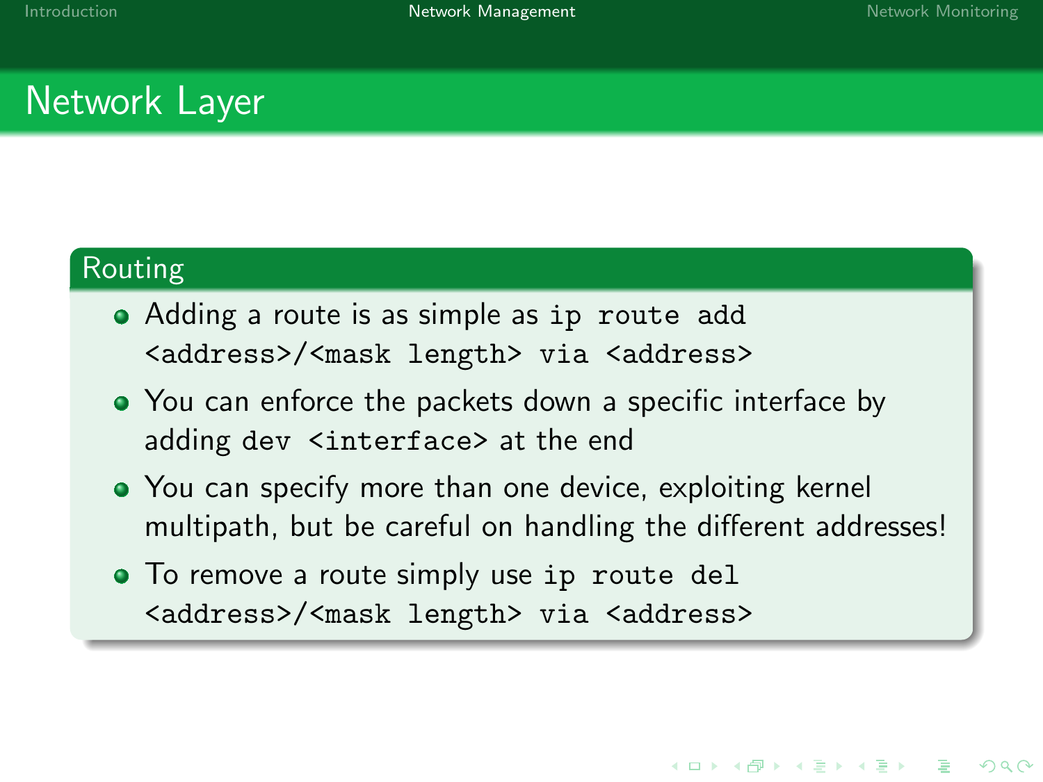# Network Layer

## Routing

- Adding a route is as simple as `ip route add <address>/<mask length> via <address>`
- You can enforce the packets down a specific interface by adding `dev <interface>` at the end
- You can specify more than one device, exploiting kernel multipath, but be careful on handling the different addresses!
- To remove a route simply use `ip route del <address>/<mask length> via <address>`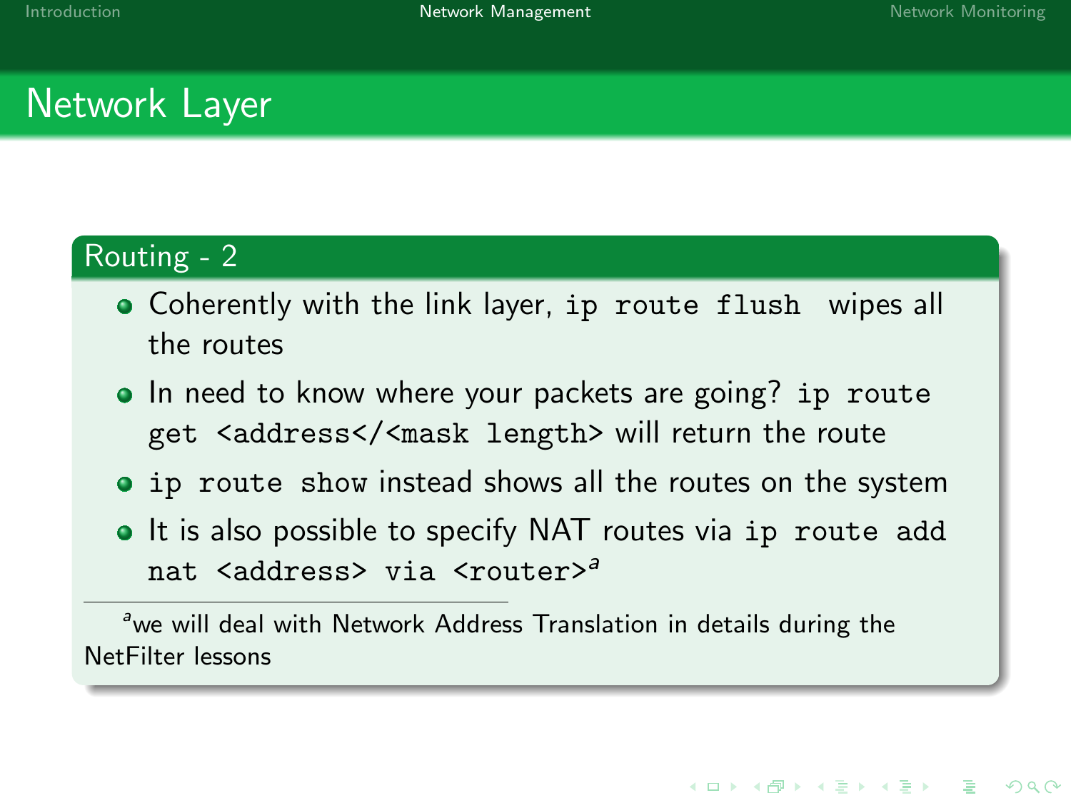# Network Layer

## Routing - 2

- Coherently with the link layer, `ip route flush` wipes all the routes
- In need to know where your packets are going? `ip route get <address</<mask length>` will return the route
- `ip route show` instead shows all the routes on the system
- It is also possible to specify NAT routes via `ip route add nat <address> via <router>`[a]

[a] we will deal with Network Address Translation in details during the NetFilter lessons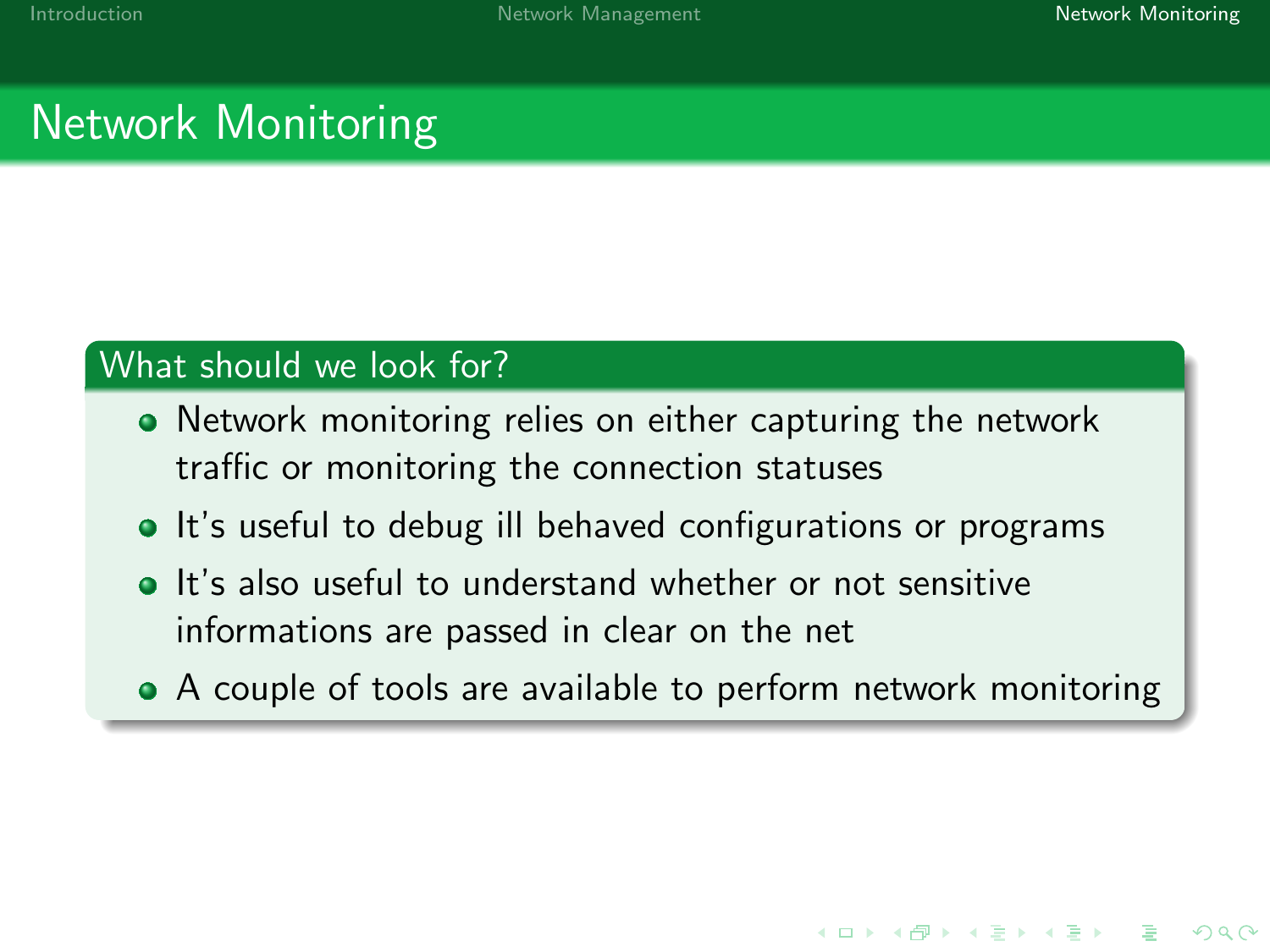# Network Monitoring

## What should we look for?

- Network monitoring relies on either capturing the network traffic or monitoring the connection statuses
- It's useful to debug ill behaved configurations or programs
- It's also useful to understand whether or not sensitive informations are passed in clear on the net
- A couple of tools are available to perform network monitoring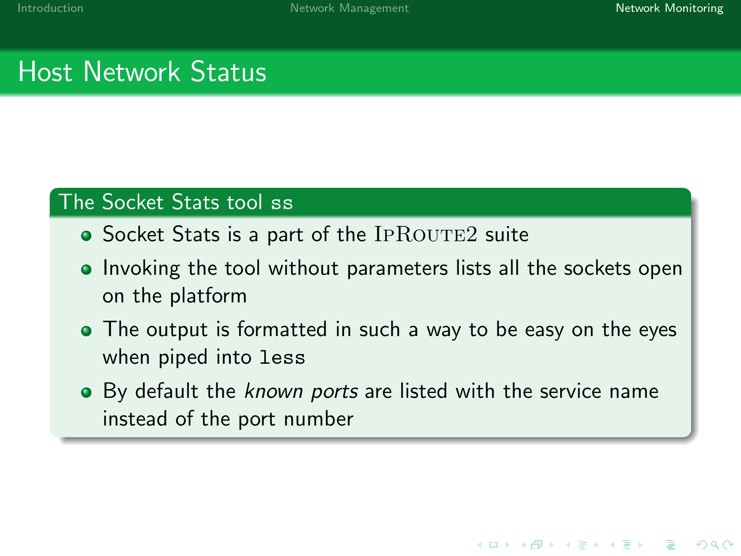# Host Network Status

## The Socket Stats tool `ss`

- Socket Stats is a part of the IPROUTE2 suite
- Invoking the tool without parameters lists all the sockets open on the platform
- The output is formatted in such a way to be easy on the eyes when piped into `less`
- By default the *known ports* are listed with the service name instead of the port number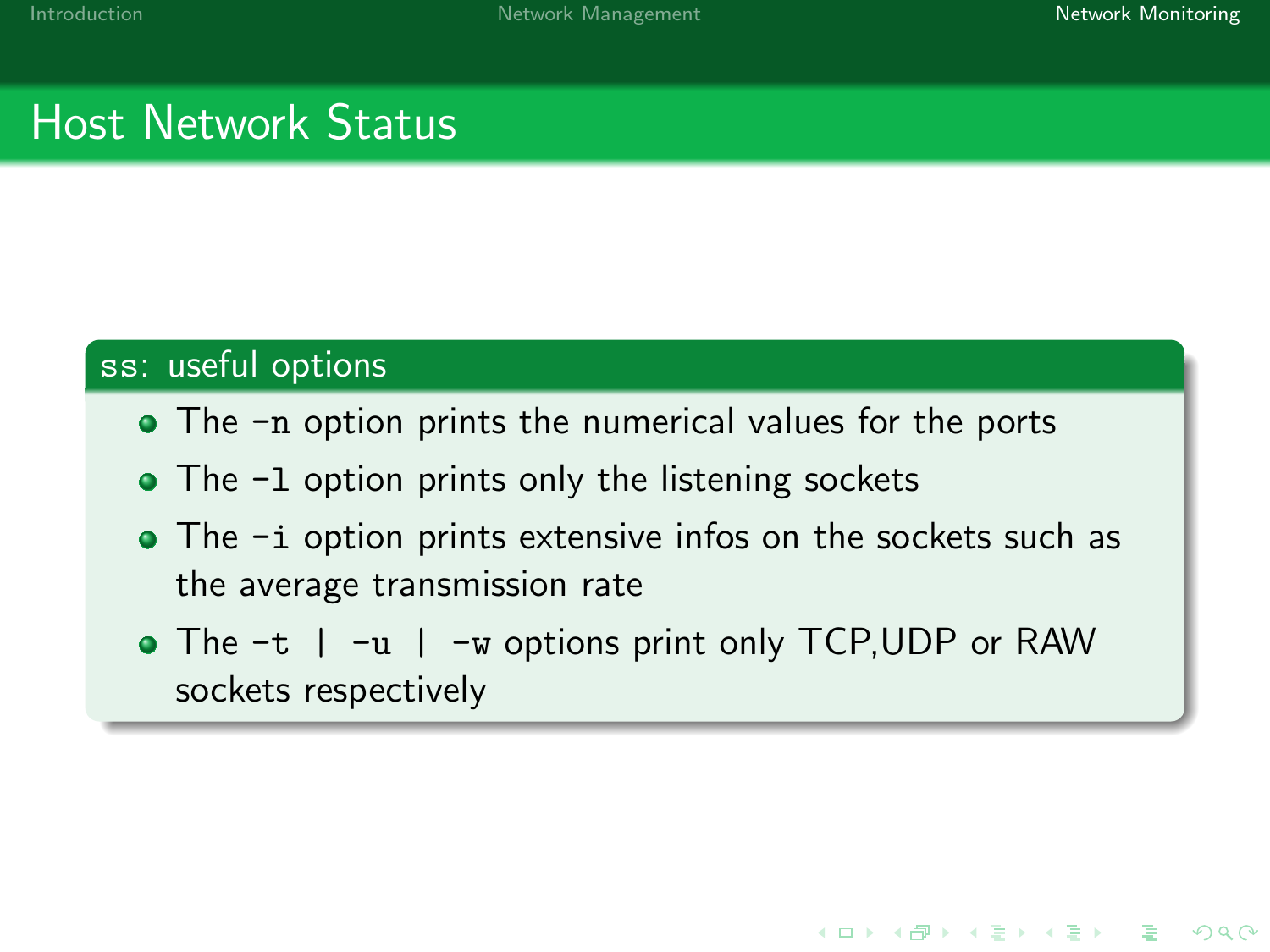# Host Network Status

## `ss`: useful options

- The `-n` option prints the numerical values for the ports
- The `-l` option prints only the listening sockets
- The `-i` option prints extensive infos on the sockets such as the average transmission rate
- The `-t | -u | -w` options print only TCP,UDP or RAW sockets respectively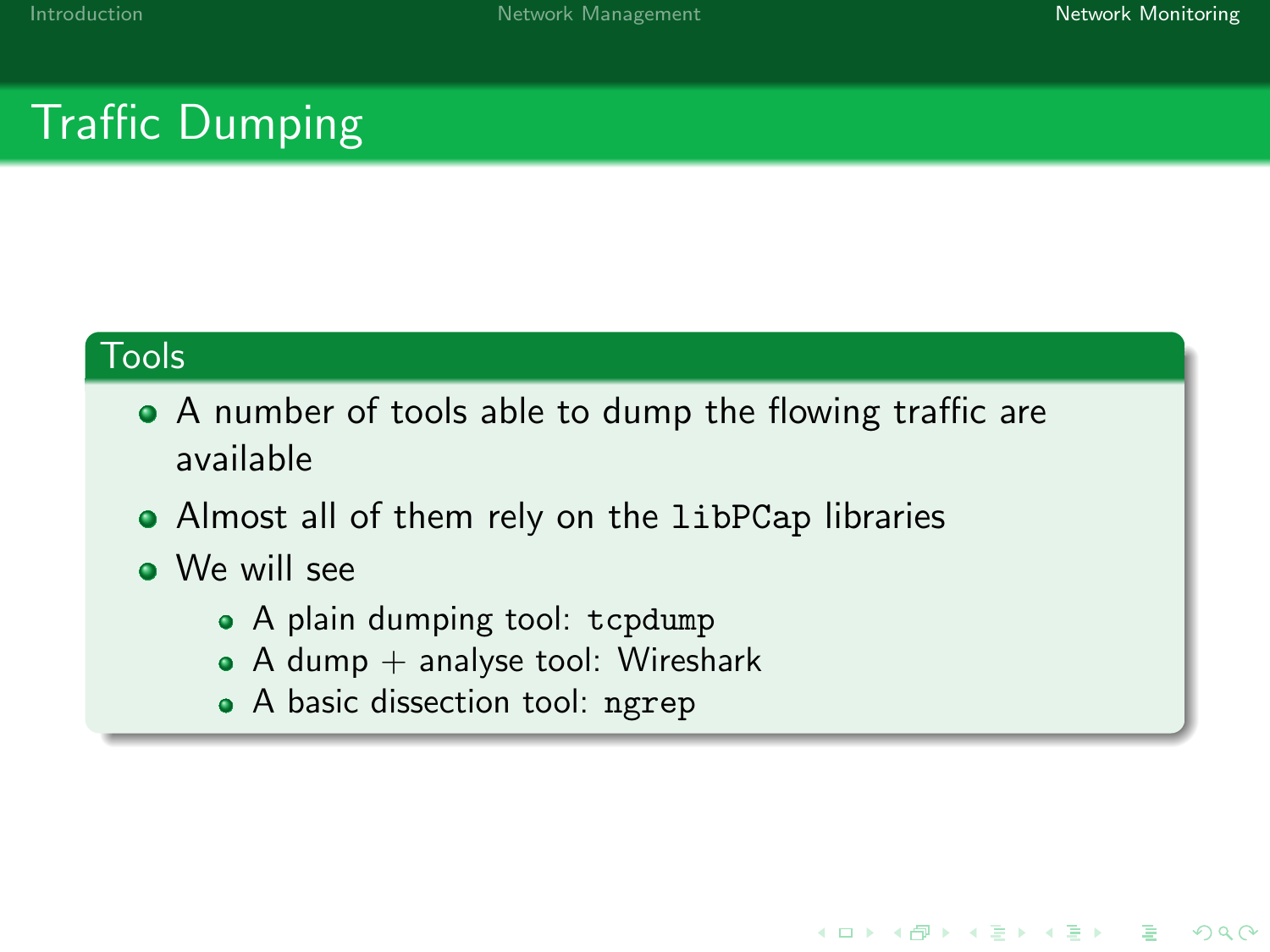# Traffic Dumping

## Tools

- A number of tools able to dump the flowing traffic are available
- Almost all of them rely on the `libPCap` libraries
- We will see
  - A plain dumping tool: `tcpdump`
  - A dump + analyse tool: Wireshark
  - A basic dissection tool: `ngrep`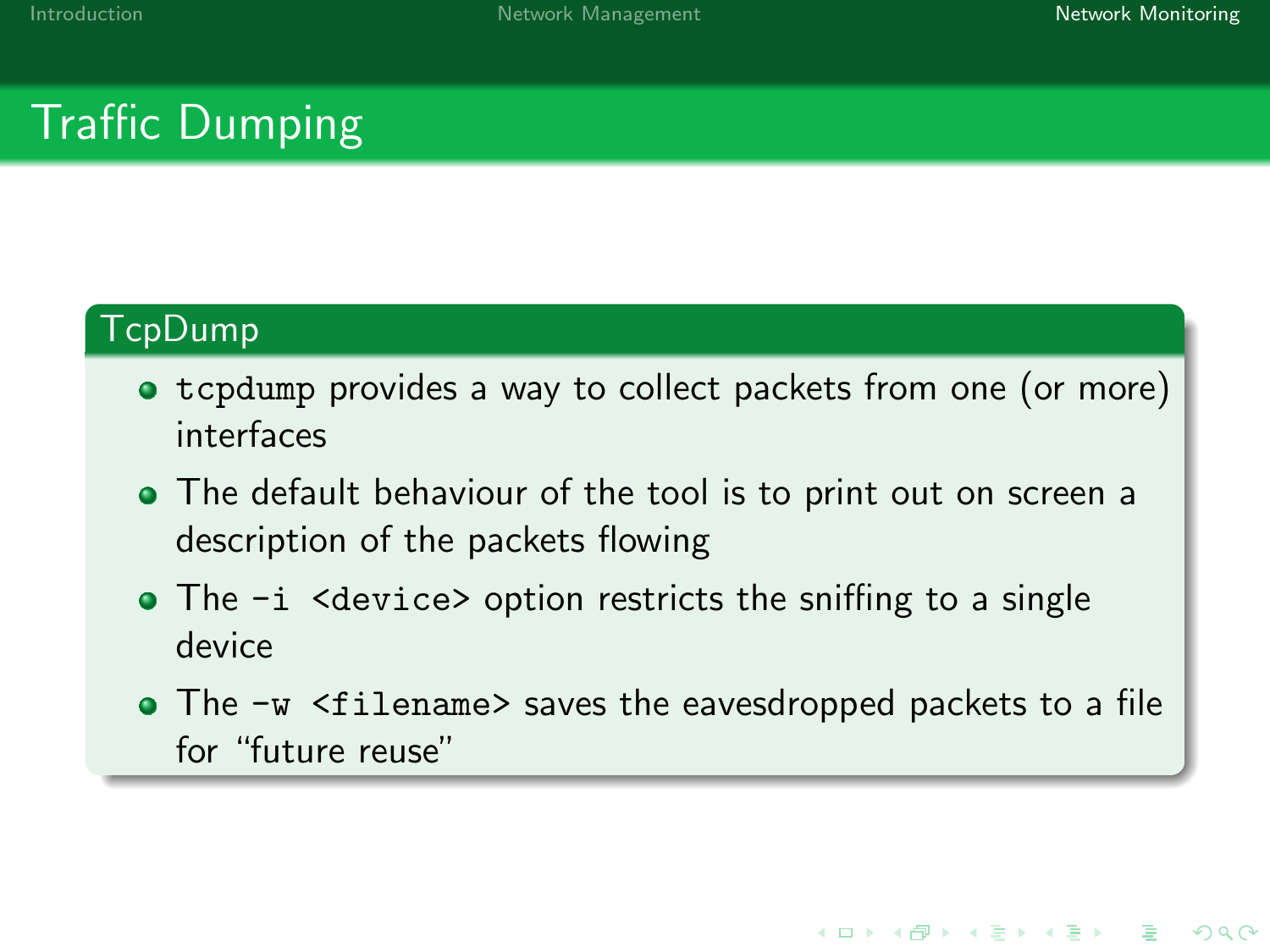# Traffic Dumping

## TcpDump

- `tcpdump` provides a way to collect packets from one (or more) interfaces
- The default behaviour of the tool is to print out on screen a description of the packets flowing
- The `-i <device>` option restricts the sniffing to a single device
- The `-w <filename>` saves the eavesdropped packets to a file for "future reuse"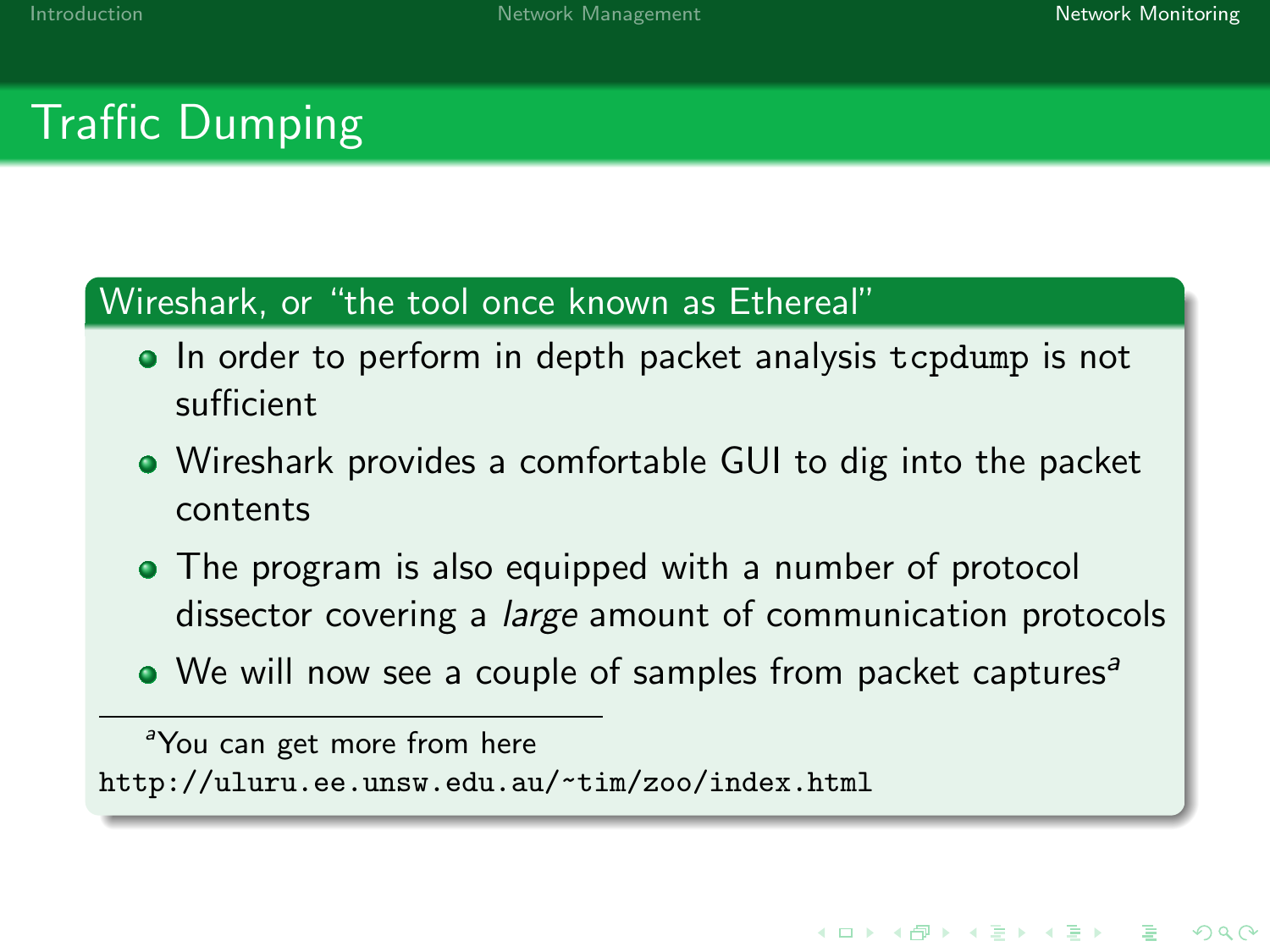# Traffic Dumping

## Wireshark, or “the tool once known as Ethereal”

- In order to perform in depth packet analysis `tcpdump` is not sufficient
- Wireshark provides a comfortable GUI to dig into the packet contents
- The program is also equipped with a number of protocol dissector covering a *large* amount of communication protocols
- We will now see a couple of samples from packet captures[a]

---

[a] You can get more from here `http://uluru.ee.unsw.edu.au/~tim/zoo/index.html`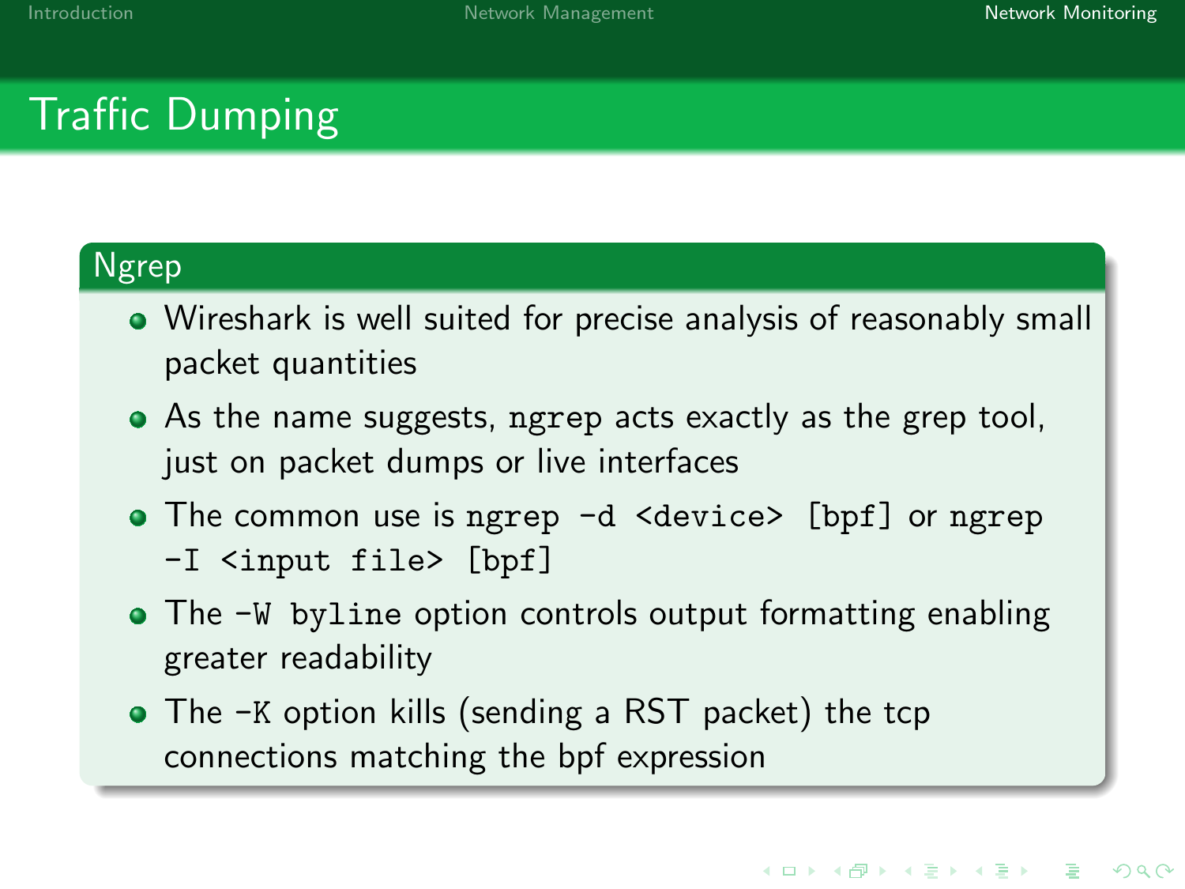# Traffic Dumping

## Ngrep

- Wireshark is well suited for precise analysis of reasonably small packet quantities
- As the name suggests, `ngrep` acts exactly as the grep tool, just on packet dumps or live interfaces
- The common use is `ngrep -d <device> [bpf]` or `ngrep -I <input file> [bpf]`
- The `-W byline` option controls output formatting enabling greater readability
- The `-K` option kills (sending a RST packet) the tcp connections matching the bpf expression